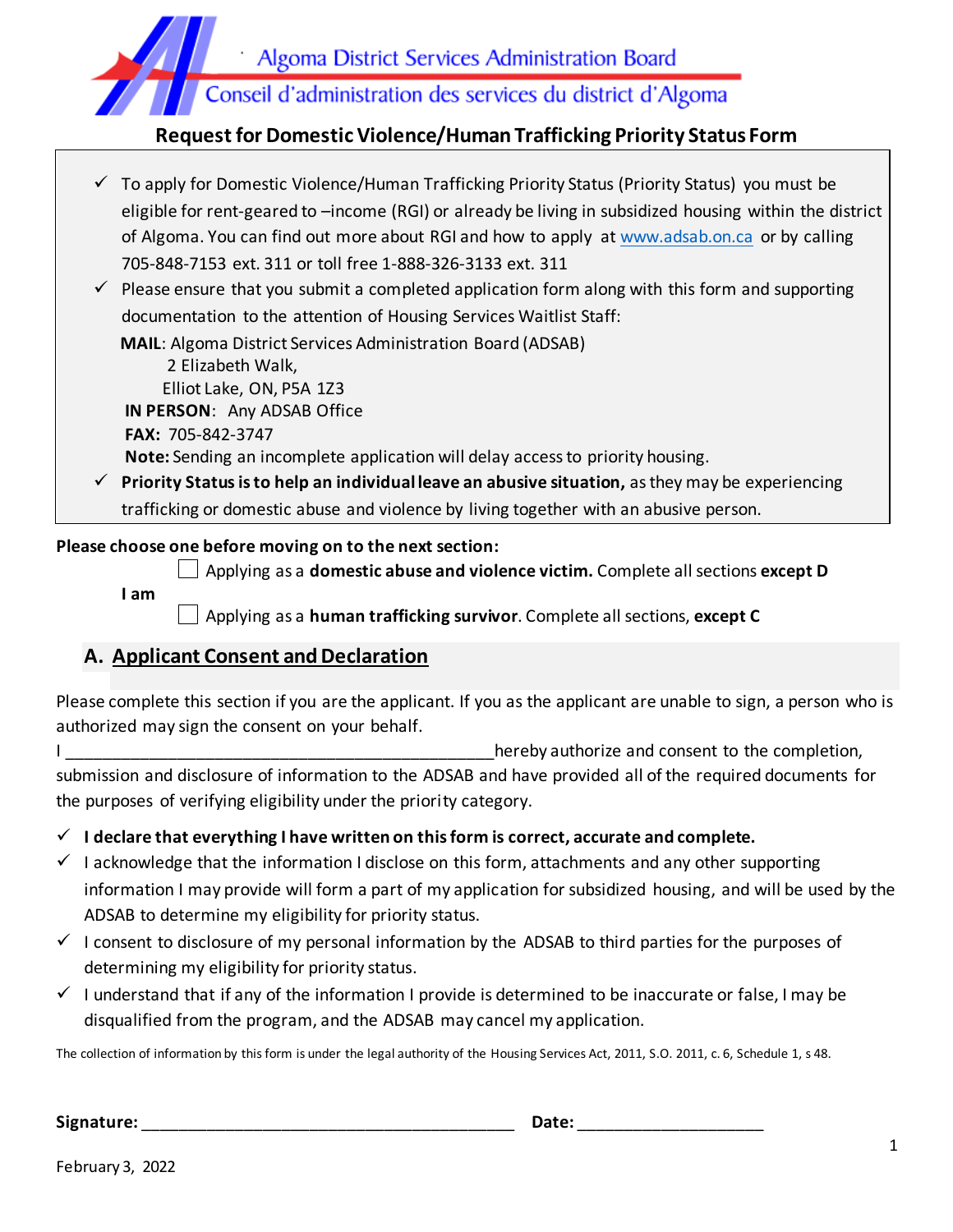Algoma District Services Administration Board

Conseil d'administration des services du district d'Algoma

## Request for Domestic Violence/Human Trafficking Priority Status Form

- ✓ To apply for Domestic Violence/Human Trafficking Priority Status (Priority Status) you must be eligible for rent-geared to –income (RGI) or already be living in subsidized housing within the district of Algoma. You can find out more about RGI and how to apply at www.adsab.on.ca or by calling 705-848-7153 ext. 311 or toll free 1-888-326-3133 ext. 311
- ✓ Please ensure that you submit a completed application form along with this form and supporting documentation to the attention of Housing Services Waitlist Staff:

  **MAIL**: Algoma District Services Administration Board (ADSAB)
  2 Elizabeth Walk,
  Elliot Lake, ON, P5A 1Z3

  **IN PERSON**: Any ADSAB Office

  **FAX:** 705-842-3747

  **Note:** Sending an incomplete application will delay access to priority housing.
- ✓ **Priority Status is to help an individual leave an abusive situation,** as they may be experiencing trafficking or domestic abuse and violence by living together with an abusive person.

**Please choose one before moving on to the next section:**

**I am**

☐ Applying as a **domestic abuse and violence victim.** Complete all sections **except D**

☐ Applying as a **human trafficking survivor**. Complete all sections, **except C**

## A. Applicant Consent and Declaration

Please complete this section if you are the applicant. If you as the applicant are unable to sign, a person who is authorized may sign the consent on your behalf.

I ________________________________________________hereby authorize and consent to the completion, submission and disclosure of information to the ADSAB and have provided all of the required documents for the purposes of verifying eligibility under the priority category.

- ✓ **I declare that everything I have written on this form is correct, accurate and complete.**
- ✓ I acknowledge that the information I disclose on this form, attachments and any other supporting information I may provide will form a part of my application for subsidized housing, and will be used by the ADSAB to determine my eligibility for priority status.
- ✓ I consent to disclosure of my personal information by the ADSAB to third parties for the purposes of determining my eligibility for priority status.
- ✓ I understand that if any of the information I provide is determined to be inaccurate or false, I may be disqualified from the program, and the ADSAB may cancel my application.

The collection of information by this form is under the legal authority of the Housing Services Act, 2011, S.O. 2011, c. 6, Schedule 1, s 48.

**Signature:** __________________________________________ **Date:** ____________________

February 3, 2022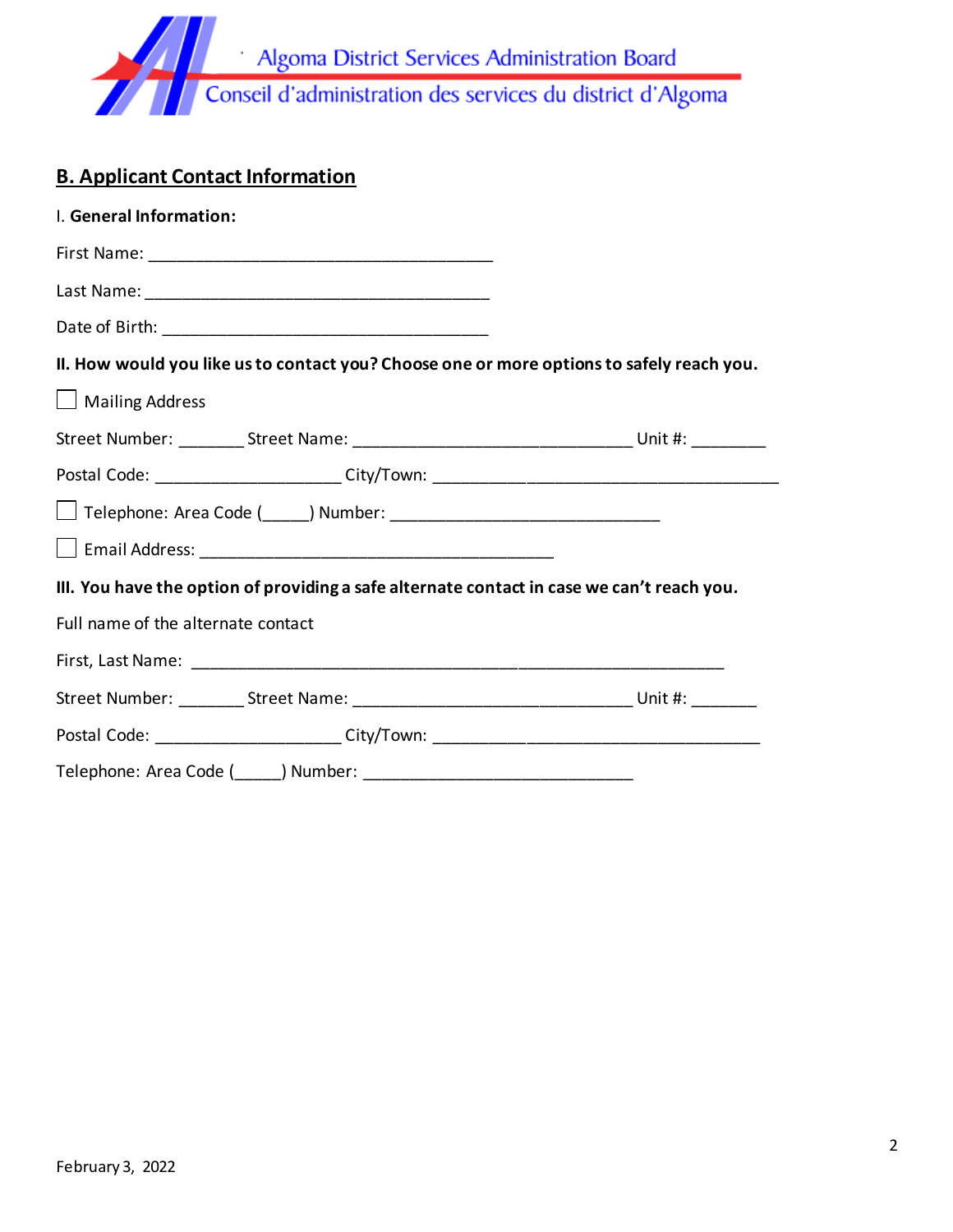Algoma District Services Administration Board
Conseil d'administration des services du district d'Algoma

## B. Applicant Contact Information

I. **General Information:**

First Name: ______________________________________

Last Name: ______________________________________

Date of Birth: ____________________________________

**II. How would you like us to contact you? Choose one or more options to safely reach you.**

☐ Mailing Address

Street Number: _______ Street Name: _______________________________ Unit #: ________

Postal Code: ____________________ City/Town: ______________________________________

☐ Telephone: Area Code (_____) Number: _____________________________

☐ Email Address: _______________________________________

**III. You have the option of providing a safe alternate contact in case we can't reach you.**

Full name of the alternate contact

First, Last Name: ___________________________________________________________

Street Number: _______ Street Name: _______________________________ Unit #: _______

Postal Code: ____________________ City/Town: ___________________________________

Telephone: Area Code (_____) Number: _____________________________

February 3, 2022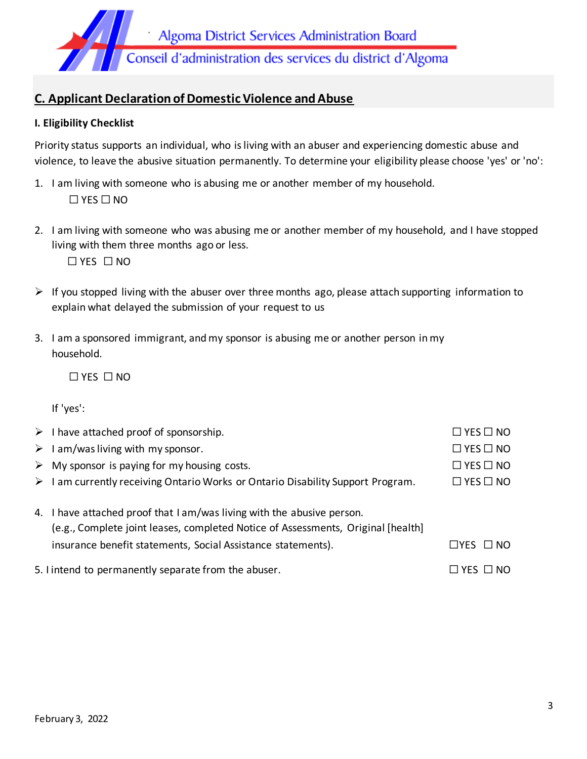## C. Applicant Declaration of Domestic Violence and Abuse

**I. Eligibility Checklist**

Priority status supports an individual, who is living with an abuser and experiencing domestic abuse and violence, to leave the abusive situation permanently. To determine your eligibility please choose 'yes' or 'no':

1. I am living with someone who is abusing me or another member of my household.
   ☐ YES ☐ NO

2. I am living with someone who was abusing me or another member of my household, and I have stopped living with them three months ago or less.
   ☐ YES ☐ NO

- If you stopped living with the abuser over three months ago, please attach supporting information to explain what delayed the submission of your request to us

3. I am a sponsored immigrant, and my sponsor is abusing me or another person in my household.

   ☐ YES ☐ NO

   If 'yes':

- I have attached proof of sponsorship. ☐ YES ☐ NO
- I am/was living with my sponsor. ☐ YES ☐ NO
- My sponsor is paying for my housing costs. ☐ YES ☐ NO
- I am currently receiving Ontario Works or Ontario Disability Support Program. ☐ YES ☐ NO

4. I have attached proof that I am/was living with the abusive person.
   (e.g., Complete joint leases, completed Notice of Assessments, Original [health] insurance benefit statements, Social Assistance statements). ☐YES ☐ NO

5. I intend to permanently separate from the abuser. ☐ YES ☐ NO

February 3, 2022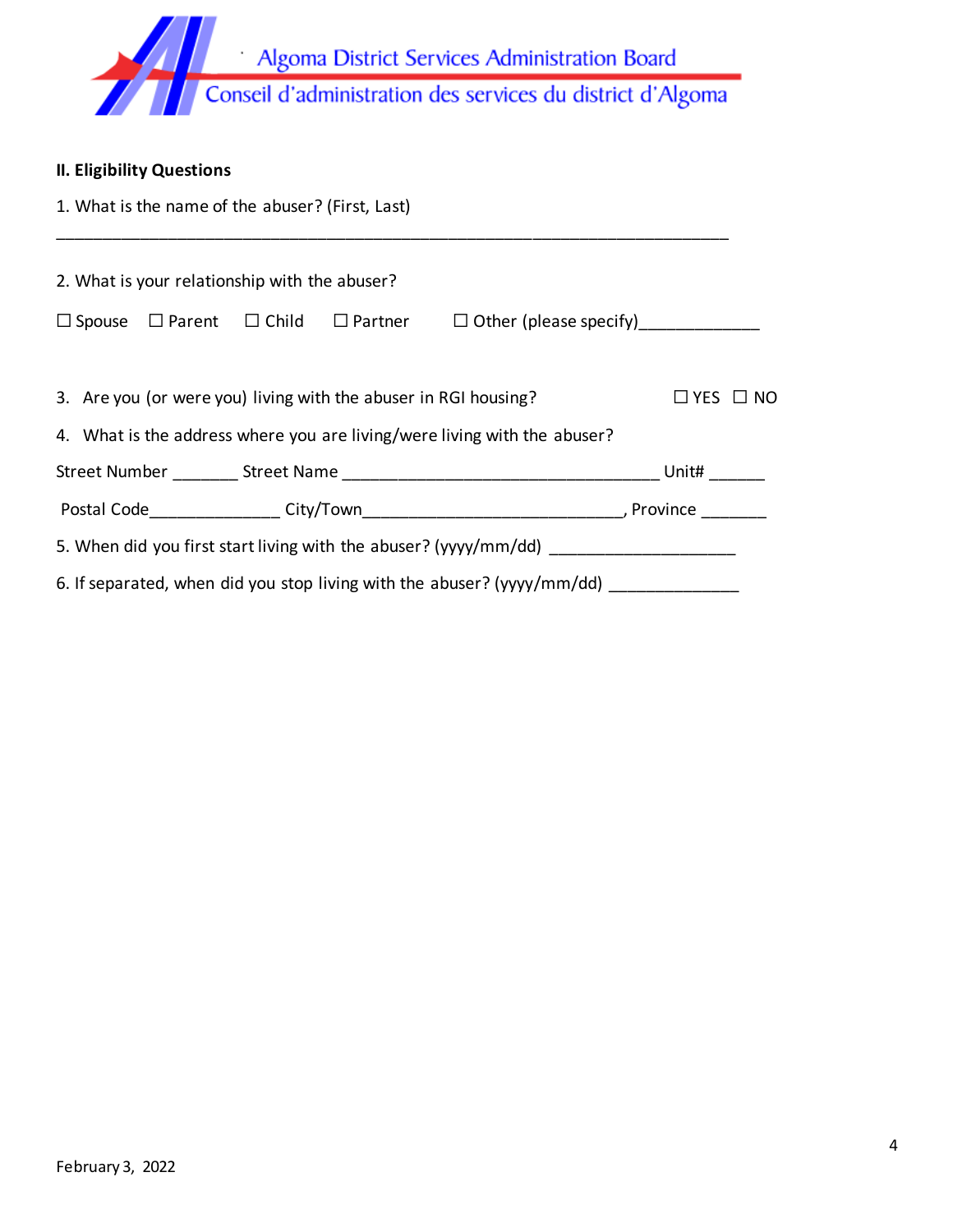Algoma District Services Administration Board

Conseil d'administration des services du district d'Algoma

**II. Eligibility Questions**

1. What is the name of the abuser? (First, Last)

___________________________________________________________________________

2. What is your relationship with the abuser?

☐ Spouse ☐ Parent ☐ Child ☐ Partner ☐ Other (please specify)_____________

3. Are you (or were you) living with the abuser in RGI housing? ☐ YES ☐ NO

4. What is the address where you are living/were living with the abuser?

Street Number _______ Street Name ___________________________________ Unit# ______

Postal Code______________ City/Town____________________________, Province _______

5. When did you first start living with the abuser? (yyyy/mm/dd) ____________________

6. If separated, when did you stop living with the abuser? (yyyy/mm/dd) ______________

February 3, 2022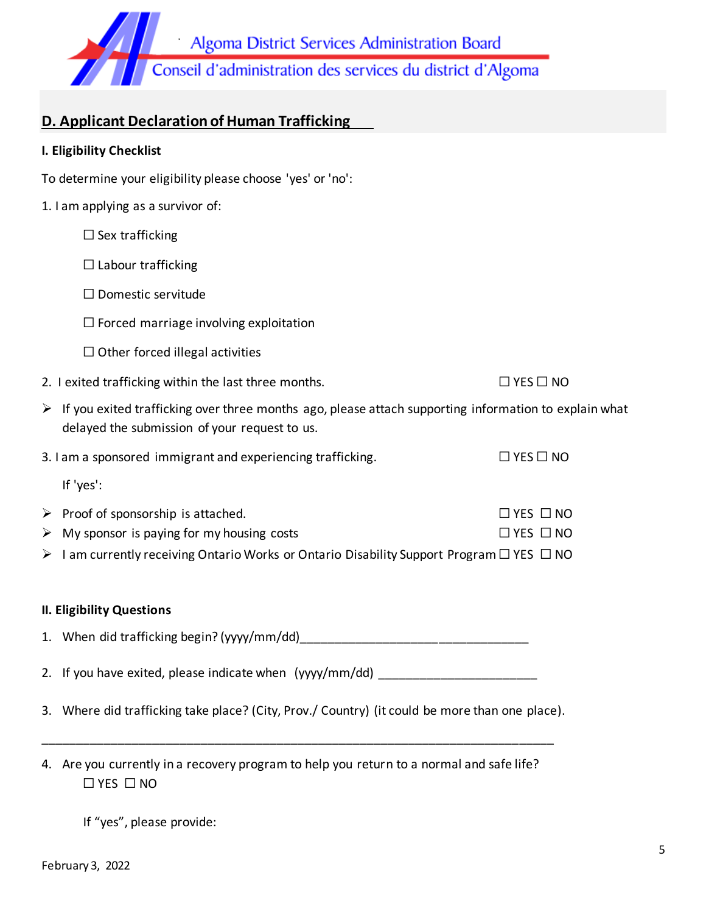Algoma District Services Administration Board
Conseil d'administration des services du district d'Algoma

## D. Applicant Declaration of Human Trafficking

### I. Eligibility Checklist

To determine your eligibility please choose 'yes' or 'no':

1. I am applying as a survivor of:

   ☐ Sex trafficking

   ☐ Labour trafficking

   ☐ Domestic servitude

   ☐ Forced marriage involving exploitation

   ☐ Other forced illegal activities

2. I exited trafficking within the last three months. ☐ YES ☐ NO

➢ If you exited trafficking over three months ago, please attach supporting information to explain what delayed the submission of your request to us.

3. I am a sponsored immigrant and experiencing trafficking. ☐ YES ☐ NO

   If 'yes':

➢ Proof of sponsorship is attached. ☐ YES ☐ NO
➢ My sponsor is paying for my housing costs ☐ YES ☐ NO
➢ I am currently receiving Ontario Works or Ontario Disability Support Program ☐ YES ☐ NO

### II. Eligibility Questions

1. When did trafficking begin? (yyyy/mm/dd)_________________________________

2. If you have exited, please indicate when (yyyy/mm/dd) _______________________

3. Where did trafficking take place? (City, Prov./ Country) (it could be more than one place).

____________________________________________________________________________

4. Are you currently in a recovery program to help you return to a normal and safe life?
   ☐ YES ☐ NO

   If "yes", please provide:

February 3, 2022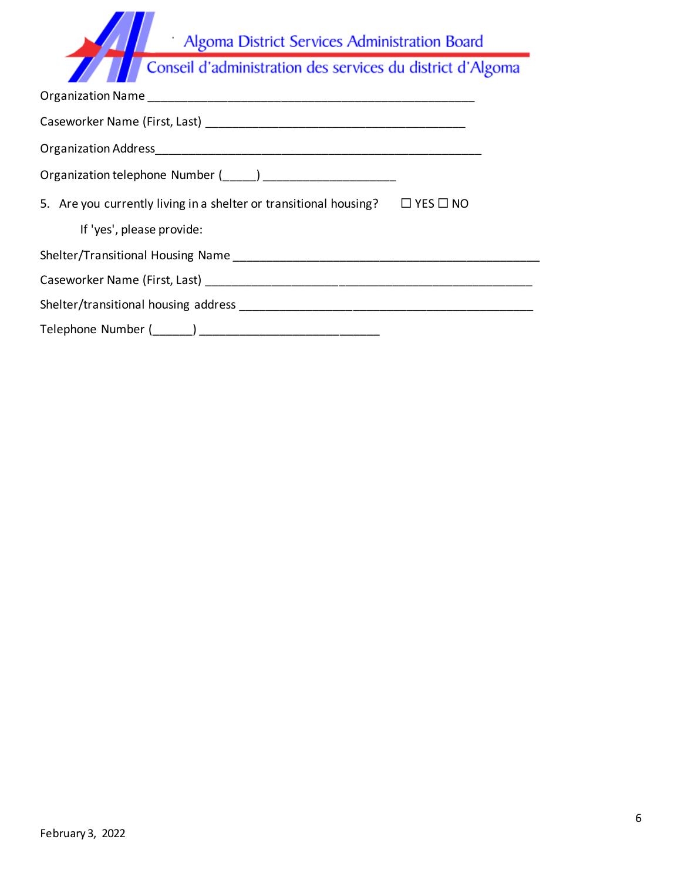Algoma District Services Administration Board

Conseil d'administration des services du district d'Algoma

Organization Name ___________________________________________________

Caseworker Name (First, Last) ________________________________________

Organization Address___________________________________________________

Organization telephone Number (_____) ____________________

5. Are you currently living in a shelter or transitional housing? ☐ YES ☐ NO

   If 'yes', please provide:

Shelter/Transitional Housing Name _______________________________________________

Caseworker Name (First, Last) ___________________________________________________

Shelter/transitional housing address _____________________________________________

Telephone Number (______) ___________________________

February 3, 2022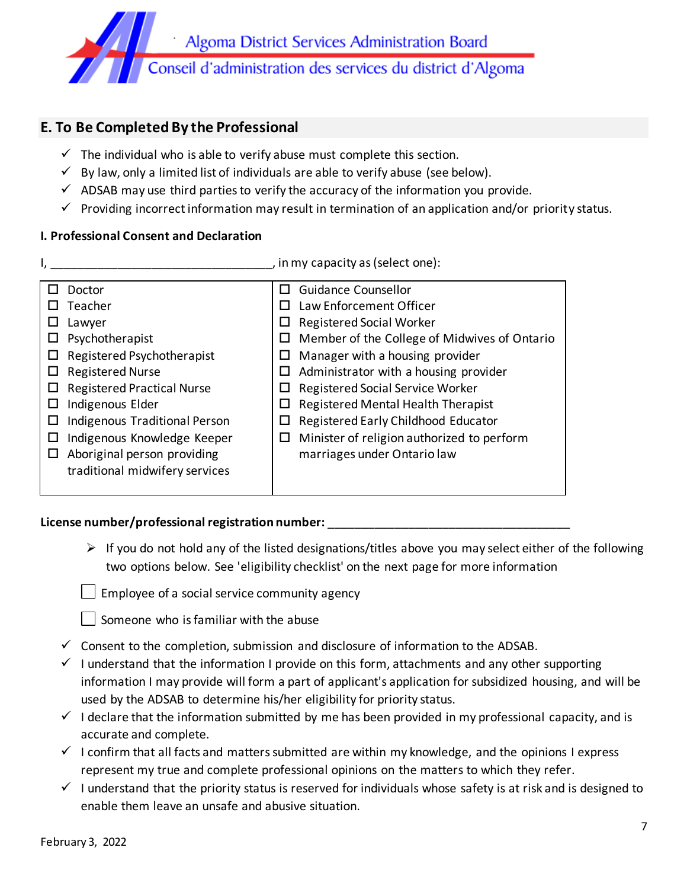Algoma District Services Administration Board
Conseil d'administration des services du district d'Algoma

## E. To Be Completed By the Professional

- ✓ The individual who is able to verify abuse must complete this section.
- ✓ By law, only a limited list of individuals are able to verify abuse (see below).
- ✓ ADSAB may use third parties to verify the accuracy of the information you provide.
- ✓ Providing incorrect information may result in termination of an application and/or priority status.

### I. Professional Consent and Declaration

I, ________________________________, in my capacity as (select one):

| | |
|---|---|
| ☐ Doctor | ☐ Guidance Counsellor |
| ☐ Teacher | ☐ Law Enforcement Officer |
| ☐ Lawyer | ☐ Registered Social Worker |
| ☐ Psychotherapist | ☐ Member of the College of Midwives of Ontario |
| ☐ Registered Psychotherapist | ☐ Manager with a housing provider |
| ☐ Registered Nurse | ☐ Administrator with a housing provider |
| ☐ Registered Practical Nurse | ☐ Registered Social Service Worker |
| ☐ Indigenous Elder | ☐ Registered Mental Health Therapist |
| ☐ Indigenous Traditional Person | ☐ Registered Early Childhood Educator |
| ☐ Indigenous Knowledge Keeper | ☐ Minister of religion authorized to perform marriages under Ontario law |
| ☐ Aboriginal person providing traditional midwifery services | |

**License number/professional registration number:** ____________________________________

- ➢ If you do not hold any of the listed designations/titles above you may select either of the following two options below. See 'eligibility checklist' on the next page for more information

☐ Employee of a social service community agency

☐ Someone who is familiar with the abuse

- ✓ Consent to the completion, submission and disclosure of information to the ADSAB.
- ✓ I understand that the information I provide on this form, attachments and any other supporting information I may provide will form a part of applicant's application for subsidized housing, and will be used by the ADSAB to determine his/her eligibility for priority status.
- ✓ I declare that the information submitted by me has been provided in my professional capacity, and is accurate and complete.
- ✓ I confirm that all facts and matters submitted are within my knowledge, and the opinions I express represent my true and complete professional opinions on the matters to which they refer.
- ✓ I understand that the priority status is reserved for individuals whose safety is at risk and is designed to enable them leave an unsafe and abusive situation.

February 3, 2022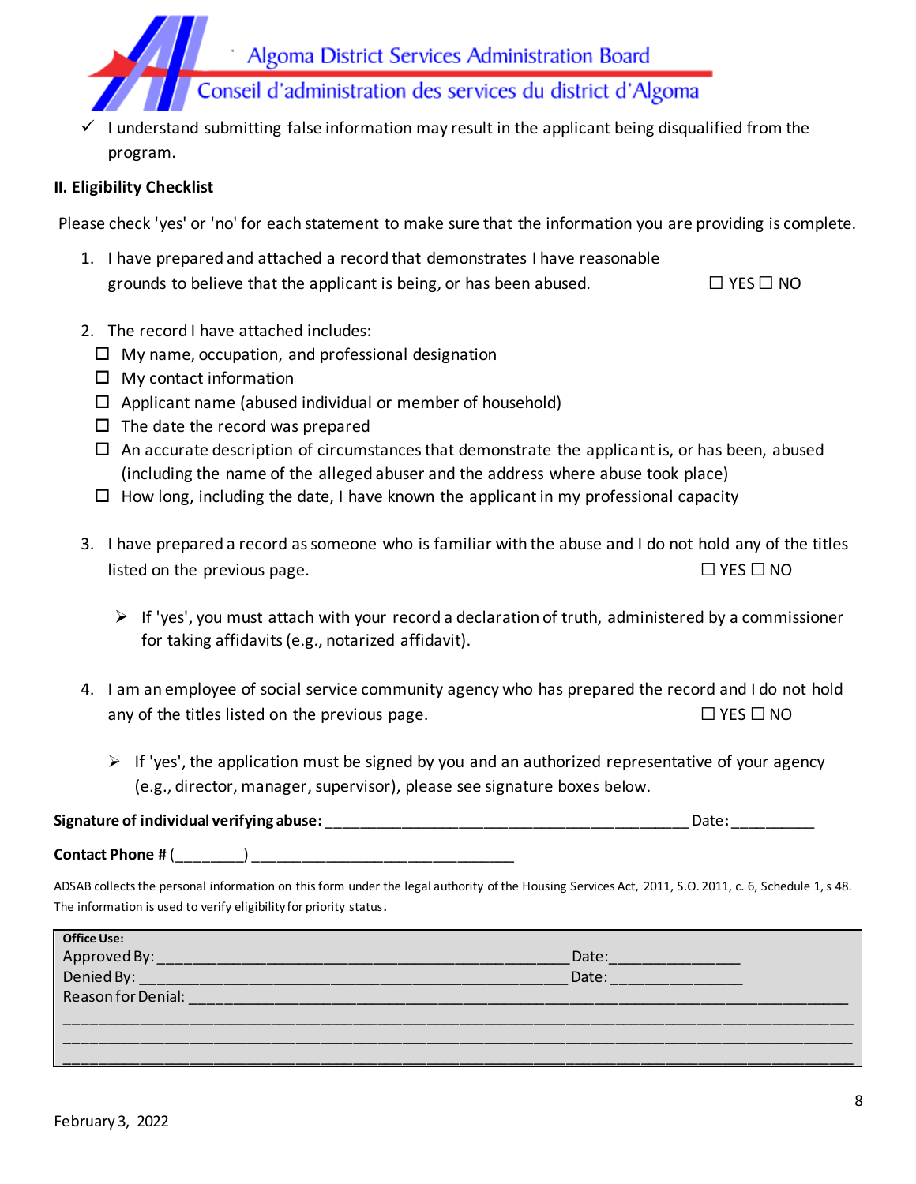Algoma District Services Administration Board

Conseil d'administration des services du district d'Algoma

- ✓ I understand submitting false information may result in the applicant being disqualified from the program.

**II. Eligibility Checklist**

Please check 'yes' or 'no' for each statement to make sure that the information you are providing is complete.

1. I have prepared and attached a record that demonstrates I have reasonable grounds to believe that the applicant is being, or has been abused. ☐ YES ☐ NO

2. The record I have attached includes:
   - ☐ My name, occupation, and professional designation
   - ☐ My contact information
   - ☐ Applicant name (abused individual or member of household)
   - ☐ The date the record was prepared
   - ☐ An accurate description of circumstances that demonstrate the applicant is, or has been, abused (including the name of the alleged abuser and the address where abuse took place)
   - ☐ How long, including the date, I have known the applicant in my professional capacity

3. I have prepared a record as someone who is familiar with the abuse and I do not hold any of the titles listed on the previous page. ☐ YES ☐ NO
   - ➢ If 'yes', you must attach with your record a declaration of truth, administered by a commissioner for taking affidavits (e.g., notarized affidavit).

4. I am an employee of social service community agency who has prepared the record and I do not hold any of the titles listed on the previous page. ☐ YES ☐ NO
   - ➢ If 'yes', the application must be signed by you and an authorized representative of your agency (e.g., director, manager, supervisor), please see signature boxes below.

**Signature of individual verifying abuse:** ___________________________________________ Date**:** __________

**Contact Phone #** (________) ______________________________

ADSAB collects the personal information on this form under the legal authority of the Housing Services Act, 2011, S.O. 2011, c. 6, Schedule 1, s 48. The information is used to verify eligibility for priority status.

**Office Use:**
Approved By: _______________________________________________ Date: _______________
Denied By: _______________________________________________ Date: _______________
Reason for Denial: ______________________________________________________________________________
____________________________________________________________________________________________
____________________________________________________________________________________________
____________________________________________________________________________________________

February 3, 2022